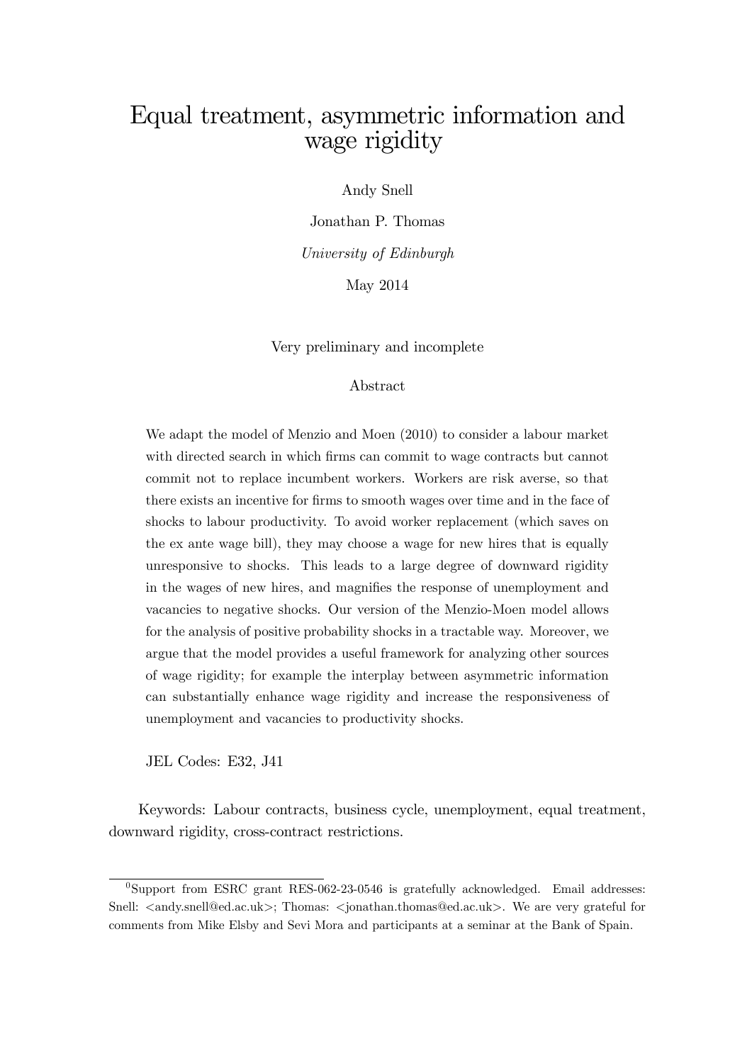# Equal treatment, asymmetric information and wage rigidity

Andy Snell

Jonathan P. Thomas

*University of Edinburgh*

May 2014

Very preliminary and incomplete

## Abstract

We adapt the model of Menzio and Moen (2010) to consider a labour market with directed search in which firms can commit to wage contracts but cannot commit not to replace incumbent workers. Workers are risk averse, so that there exists an incentive for firms to smooth wages over time and in the face of shocks to labour productivity. To avoid worker replacement (which saves on the ex ante wage bill), they may choose a wage for new hires that is equally unresponsive to shocks. This leads to a large degree of downward rigidity in the wages of new hires, and magnifies the response of unemployment and vacancies to negative shocks. Our version of the Menzio-Moen model allows for the analysis of positive probability shocks in a tractable way. Moreover, we argue that the model provides a useful framework for analyzing other sources of wage rigidity; for example the interplay between asymmetric information can substantially enhance wage rigidity and increase the responsiveness of unemployment and vacancies to productivity shocks.

JEL Codes: E32, J41

Keywords: Labour contracts, business cycle, unemployment, equal treatment, downward rigidity, cross-contract restrictions.

[0] Support from ESRC grant RES-062-23-0546 is gratefully acknowledged. Email addresses: Snell: <andy.snell@ed.ac.uk>; Thomas: <jonathan.thomas@ed.ac.uk>. We are very grateful for comments from Mike Elsby and Sevi Mora and participants at a seminar at the Bank of Spain.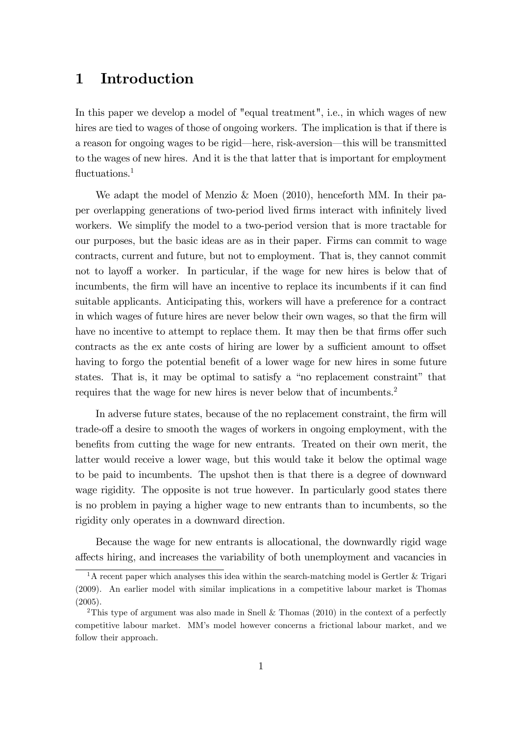# 1 Introduction

In this paper we develop a model of "equal treatment", i.e., in which wages of new hires are tied to wages of those of ongoing workers. The implication is that if there is a reason for ongoing wages to be rigid—here, risk-aversion—this will be transmitted to the wages of new hires. And it is the that latter that is important for employment fluctuations.[1]

We adapt the model of Menzio & Moen (2010), henceforth MM. In their paper overlapping generations of two-period lived firms interact with infinitely lived workers. We simplify the model to a two-period version that is more tractable for our purposes, but the basic ideas are as in their paper. Firms can commit to wage contracts, current and future, but not to employment. That is, they cannot commit not to layoff a worker. In particular, if the wage for new hires is below that of incumbents, the firm will have an incentive to replace its incumbents if it can find suitable applicants. Anticipating this, workers will have a preference for a contract in which wages of future hires are never below their own wages, so that the firm will have no incentive to attempt to replace them. It may then be that firms offer such contracts as the ex ante costs of hiring are lower by a sufficient amount to offset having to forgo the potential benefit of a lower wage for new hires in some future states. That is, it may be optimal to satisfy a "no replacement constraint" that requires that the wage for new hires is never below that of incumbents.[2]

In adverse future states, because of the no replacement constraint, the firm will trade-off a desire to smooth the wages of workers in ongoing employment, with the benefits from cutting the wage for new entrants. Treated on their own merit, the latter would receive a lower wage, but this would take it below the optimal wage to be paid to incumbents. The upshot then is that there is a degree of downward wage rigidity. The opposite is not true however. In particularly good states there is no problem in paying a higher wage to new entrants than to incumbents, so the rigidity only operates in a downward direction.

Because the wage for new entrants is allocational, the downwardly rigid wage affects hiring, and increases the variability of both unemployment and vacancies in

[1] A recent paper which analyses this idea within the search-matching model is Gertler & Trigari (2009). An earlier model with similar implications in a competitive labour market is Thomas (2005).

[2] This type of argument was also made in Snell & Thomas (2010) in the context of a perfectly competitive labour market. MM's model however concerns a frictional labour market, and we follow their approach.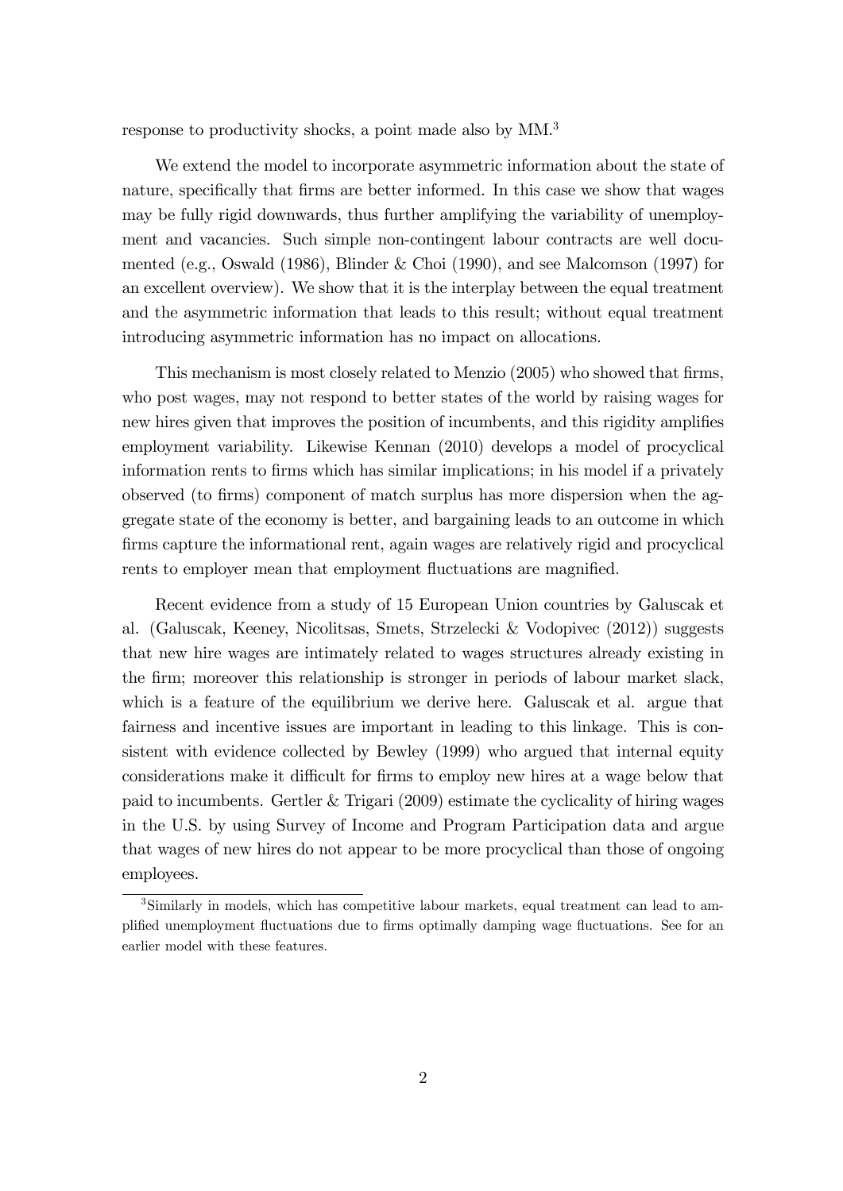response to productivity shocks, a point made also by MM.[3]

We extend the model to incorporate asymmetric information about the state of nature, specifically that firms are better informed. In this case we show that wages may be fully rigid downwards, thus further amplifying the variability of unemployment and vacancies. Such simple non-contingent labour contracts are well documented (e.g., Oswald (1986), Blinder & Choi (1990), and see Malcomson (1997) for an excellent overview). We show that it is the interplay between the equal treatment and the asymmetric information that leads to this result; without equal treatment introducing asymmetric information has no impact on allocations.

This mechanism is most closely related to Menzio (2005) who showed that firms, who post wages, may not respond to better states of the world by raising wages for new hires given that improves the position of incumbents, and this rigidity amplifies employment variability. Likewise Kennan (2010) develops a model of procyclical information rents to firms which has similar implications; in his model if a privately observed (to firms) component of match surplus has more dispersion when the aggregate state of the economy is better, and bargaining leads to an outcome in which firms capture the informational rent, again wages are relatively rigid and procyclical rents to employer mean that employment fluctuations are magnified.

Recent evidence from a study of 15 European Union countries by Galuscak et al. (Galuscak, Keeney, Nicolitsas, Smets, Strzelecki & Vodopivec (2012)) suggests that new hire wages are intimately related to wages structures already existing in the firm; moreover this relationship is stronger in periods of labour market slack, which is a feature of the equilibrium we derive here. Galuscak et al. argue that fairness and incentive issues are important in leading to this linkage. This is consistent with evidence collected by Bewley (1999) who argued that internal equity considerations make it difficult for firms to employ new hires at a wage below that paid to incumbents. Gertler & Trigari (2009) estimate the cyclicality of hiring wages in the U.S. by using Survey of Income and Program Participation data and argue that wages of new hires do not appear to be more procyclical than those of ongoing employees.

[3] Similarly in models, which has competitive labour markets, equal treatment can lead to amplified unemployment fluctuations due to firms optimally damping wage fluctuations. See for an earlier model with these features.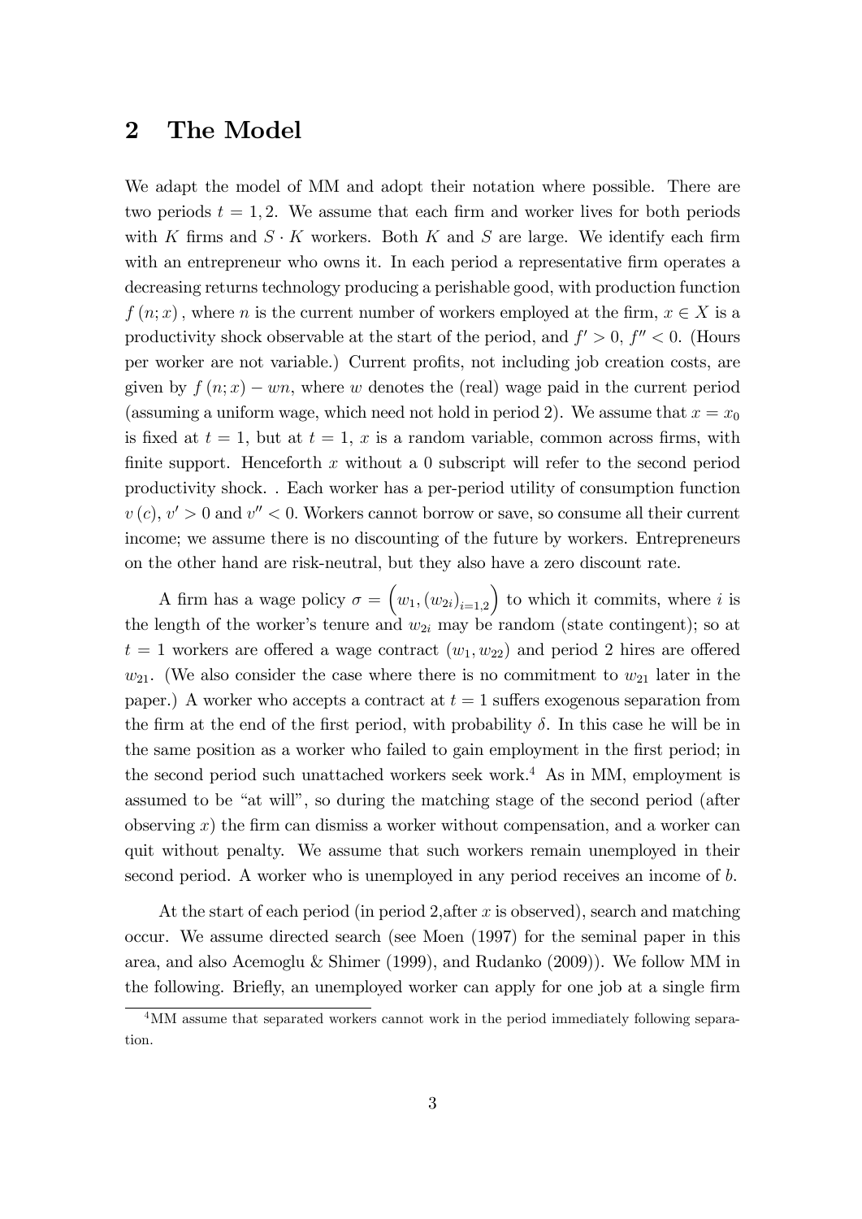## 2 The Model

We adapt the model of MM and adopt their notation where possible. There are two periods $t = 1, 2$. We assume that each firm and worker lives for both periods with $K$ firms and $S \cdot K$ workers. Both $K$ and $S$ are large. We identify each firm with an entrepreneur who owns it. In each period a representative firm operates a decreasing returns technology producing a perishable good, with production function $f(n; x)$, where $n$ is the current number of workers employed at the firm, $x \in X$ is a productivity shock observable at the start of the period, and $f' > 0$, $f'' < 0$. (Hours per worker are not variable.) Current profits, not including job creation costs, are given by $f(n; x) - wn$, where $w$ denotes the (real) wage paid in the current period (assuming a uniform wage, which need not hold in period 2). We assume that $x = x_0$ is fixed at $t = 1$, but at $t = 1$, $x$ is a random variable, common across firms, with finite support. Henceforth $x$ without a 0 subscript will refer to the second period productivity shock. . Each worker has a per-period utility of consumption function $v(c)$, $v' > 0$ and $v'' < 0$. Workers cannot borrow or save, so consume all their current income; we assume there is no discounting of the future by workers. Entrepreneurs on the other hand are risk-neutral, but they also have a zero discount rate.

A firm has a wage policy $\sigma = \left(w_1, (w_{2i})_{i=1,2}\right)$ to which it commits, where $i$ is the length of the worker's tenure and $w_{2i}$ may be random (state contingent); so at $t = 1$ workers are offered a wage contract $(w_1, w_{22})$ and period 2 hires are offered $w_{21}$. (We also consider the case where there is no commitment to $w_{21}$ later in the paper.) A worker who accepts a contract at $t = 1$ suffers exogenous separation from the firm at the end of the first period, with probability $\delta$. In this case he will be in the same position as a worker who failed to gain employment in the first period; in the second period such unattached workers seek work.[4] As in MM, employment is assumed to be "at will", so during the matching stage of the second period (after observing $x$) the firm can dismiss a worker without compensation, and a worker can quit without penalty. We assume that such workers remain unemployed in their second period. A worker who is unemployed in any period receives an income of $b$.

At the start of each period (in period 2,after $x$ is observed), search and matching occur. We assume directed search (see Moen (1997) for the seminal paper in this area, and also Acemoglu & Shimer (1999), and Rudanko (2009)). We follow MM in the following. Briefly, an unemployed worker can apply for one job at a single firm

[4] MM assume that separated workers cannot work in the period immediately following separation.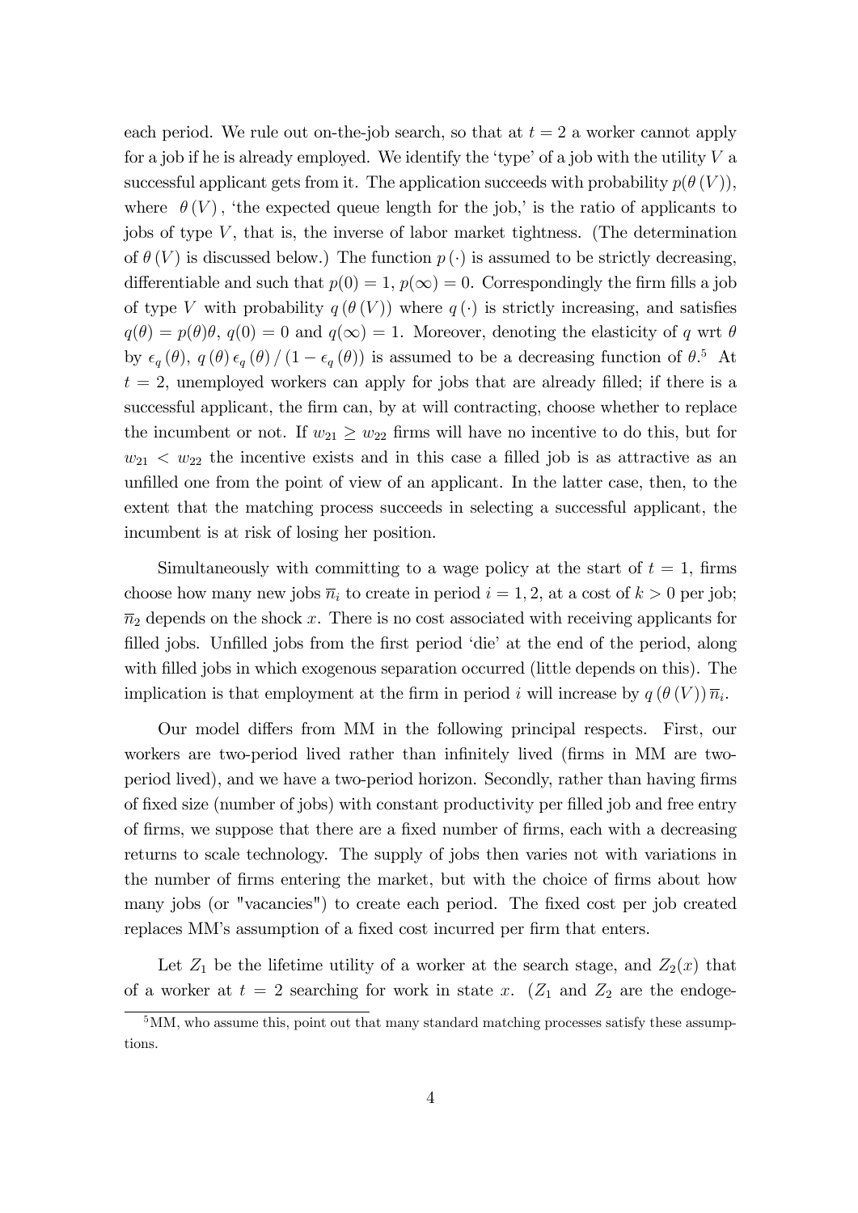each period. We rule out on-the-job search, so that at $t = 2$ a worker cannot apply for a job if he is already employed. We identify the 'type' of a job with the utility $V$ a successful applicant gets from it. The application succeeds with probability $p(\theta(V))$, where $\theta(V)$, 'the expected queue length for the job,' is the ratio of applicants to jobs of type $V$, that is, the inverse of labor market tightness. (The determination of $\theta(V)$ is discussed below.) The function $p(\cdot)$ is assumed to be strictly decreasing, differentiable and such that $p(0) = 1$, $p(\infty) = 0$. Correspondingly the firm fills a job of type $V$ with probability $q(\theta(V))$ where $q(\cdot)$ is strictly increasing, and satisfies $q(\theta) = p(\theta)\theta$, $q(0) = 0$ and $q(\infty) = 1$. Moreover, denoting the elasticity of $q$ wrt $\theta$ by $\epsilon_q(\theta)$, $q(\theta)\epsilon_q(\theta)/(1 - \epsilon_q(\theta))$ is assumed to be a decreasing function of $\theta$.[5] At $t = 2$, unemployed workers can apply for jobs that are already filled; if there is a successful applicant, the firm can, by at will contracting, choose whether to replace the incumbent or not. If $w_{21} \geq w_{22}$ firms will have no incentive to do this, but for $w_{21} < w_{22}$ the incentive exists and in this case a filled job is as attractive as an unfilled one from the point of view of an applicant. In the latter case, then, to the extent that the matching process succeeds in selecting a successful applicant, the incumbent is at risk of losing her position.

Simultaneously with committing to a wage policy at the start of $t = 1$, firms choose how many new jobs $\overline{n}_i$ to create in period $i = 1, 2$, at a cost of $k > 0$ per job; $\overline{n}_2$ depends on the shock $x$. There is no cost associated with receiving applicants for filled jobs. Unfilled jobs from the first period 'die' at the end of the period, along with filled jobs in which exogenous separation occurred (little depends on this). The implication is that employment at the firm in period $i$ will increase by $q(\theta(V))\overline{n}_i$.

Our model differs from MM in the following principal respects. First, our workers are two-period lived rather than infinitely lived (firms in MM are two-period lived), and we have a two-period horizon. Secondly, rather than having firms of fixed size (number of jobs) with constant productivity per filled job and free entry of firms, we suppose that there are a fixed number of firms, each with a decreasing returns to scale technology. The supply of jobs then varies not with variations in the number of firms entering the market, but with the choice of firms about how many jobs (or "vacancies") to create each period. The fixed cost per job created replaces MM's assumption of a fixed cost incurred per firm that enters.

Let $Z_1$ be the lifetime utility of a worker at the search stage, and $Z_2(x)$ that of a worker at $t = 2$ searching for work in state $x$. ($Z_1$ and $Z_2$ are the endoge-

[5] MM, who assume this, point out that many standard matching processes satisfy these assumptions.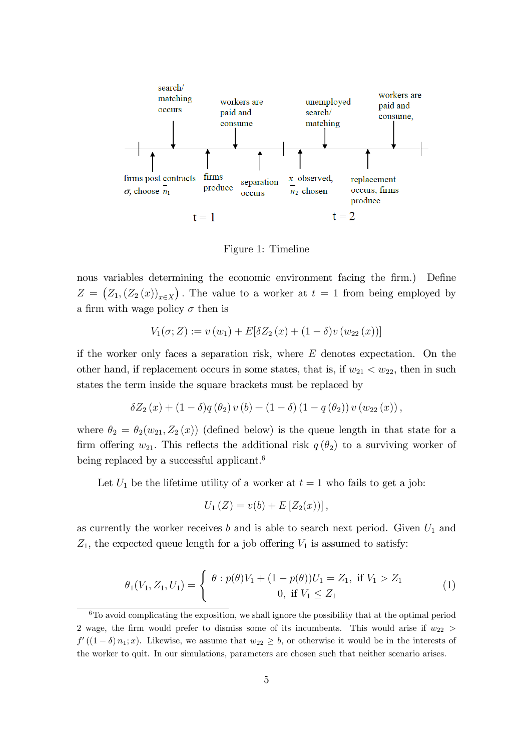Figure 1: Timeline

nous variables determining the economic environment facing the firm.) Define $Z = \left(Z_1, (Z_2(x))_{x \in X}\right)$. The value to a worker at $t = 1$ from being employed by a firm with wage policy $\sigma$ then is

$$V_1(\sigma; Z) := v(w_1) + E[\delta Z_2(x) + (1-\delta) v(w_{22}(x))]$$

if the worker only faces a separation risk, where $E$ denotes expectation. On the other hand, if replacement occurs in some states, that is, if $w_{21} < w_{22}$, then in such states the term inside the square brackets must be replaced by

$$\delta Z_2(x) + (1-\delta) q(\theta_2) v(b) + (1-\delta)(1 - q(\theta_2)) v(w_{22}(x)),$$

where $\theta_2 = \theta_2(w_{21}, Z_2(x))$ (defined below) is the queue length in that state for a firm offering $w_{21}$. This reflects the additional risk $q(\theta_2)$ to a surviving worker of being replaced by a successful applicant.[6]

Let $U_1$ be the lifetime utility of a worker at $t = 1$ who fails to get a job:

$$U_1(Z) = v(b) + E[Z_2(x)],$$

as currently the worker receives $b$ and is able to search next period. Given $U_1$ and $Z_1$, the expected queue length for a job offering $V_1$ is assumed to satisfy:

$$\theta_1(V_1, Z_1, U_1) = \begin{cases} \theta : p(\theta) V_1 + (1 - p(\theta)) U_1 = Z_1, & \text{if } V_1 > Z_1 \\ 0, & \text{if } V_1 \leq Z_1 \end{cases} \tag{1}$$

[6] To avoid complicating the exposition, we shall ignore the possibility that at the optimal period 2 wage, the firm would prefer to dismiss some of its incumbents. This would arise if $w_{22} > f'((1-\delta) n_1; x)$. Likewise, we assume that $w_{22} \geq b$, or otherwise it would be in the interests of the worker to quit. In our simulations, parameters are chosen such that neither scenario arises.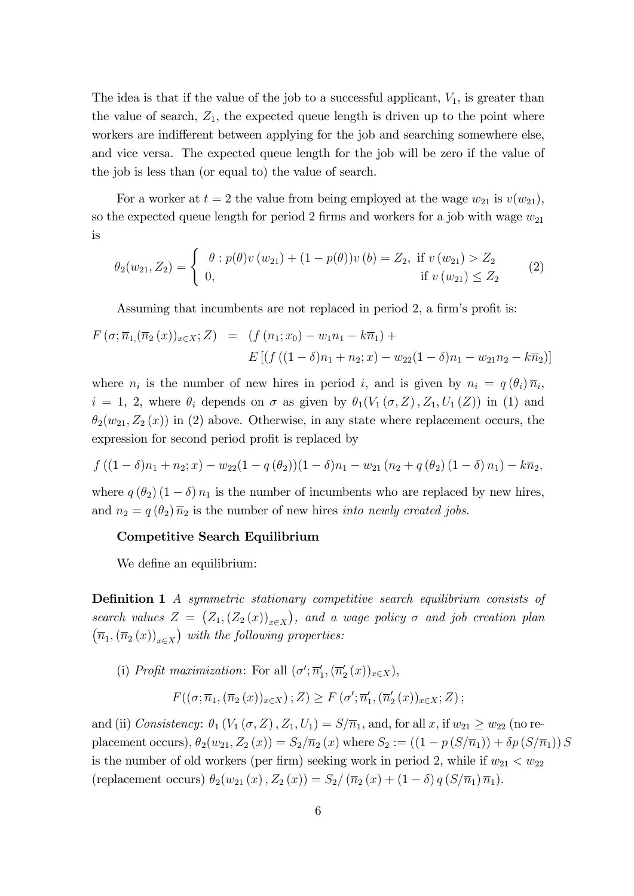The idea is that if the value of the job to a successful applicant, $V_1$, is greater than the value of search, $Z_1$, the expected queue length is driven up to the point where workers are indifferent between applying for the job and searching somewhere else, and vice versa. The expected queue length for the job will be zero if the value of the job is less than (or equal to) the value of search.

For a worker at $t = 2$ the value from being employed at the wage $w_{21}$ is $v(w_{21})$, so the expected queue length for period 2 firms and workers for a job with wage $w_{21}$ is

$$\theta_2(w_{21}, Z_2) = \begin{cases} \theta : p(\theta)v(w_{21}) + (1 - p(\theta))v(b) = Z_2, & \text{if } v(w_{21}) > Z_2 \\ 0, & \text{if } v(w_{21}) \leq Z_2 \end{cases} \tag{2}$$

Assuming that incumbents are not replaced in period 2, a firm's profit is:

$$\begin{aligned} F\left(\sigma; \overline{n}_1, (\overline{n}_2(x))_{x \in X}; Z\right) &= \left(f(n_1; x_0) - w_1 n_1 - k\overline{n}_1\right) + \\ &\quad E\left[\left(f((1-\delta)n_1 + n_2; x) - w_{22}(1-\delta)n_1 - w_{21}n_2 - k\overline{n}_2\right)\right] \end{aligned}$$

where $n_i$ is the number of new hires in period $i$, and is given by $n_i = q(\theta_i)\overline{n}_i$, $i = 1, 2$, where $\theta_i$ depends on $\sigma$ as given by $\theta_1(V_1(\sigma, Z), Z_1, U_1(Z))$ in (1) and $\theta_2(w_{21}, Z_2(x))$ in (2) above. Otherwise, in any state where replacement occurs, the expression for second period profit is replaced by

$$f((1-\delta)n_1 + n_2; x) - w_{22}(1 - q(\theta_2))(1-\delta)n_1 - w_{21}(n_2 + q(\theta_2)(1-\delta)n_1) - k\overline{n}_2,$$

where $q(\theta_2)(1-\delta)n_1$ is the number of incumbents who are replaced by new hires, and $n_2 = q(\theta_2)\overline{n}_2$ is the number of new hires *into newly created jobs*.

**Competitive Search Equilibrium**

We define an equilibrium:

**Definition 1** *A symmetric stationary competitive search equilibrium consists of search values $Z = \left(Z_1, (Z_2(x))_{x \in X}\right)$, and a wage policy $\sigma$ and job creation plan $\left(\overline{n}_1, (\overline{n}_2(x))_{x \in X}\right)$ with the following properties:*

(i) *Profit maximization*: For all $(\sigma'; \overline{n}_1', (\overline{n}_2'(x))_{x \in X})$,

$$F((\sigma; \overline{n}_1, (\overline{n}_2(x))_{x \in X}); Z) \geq F(\sigma'; \overline{n}_1', (\overline{n}_2'(x))_{x \in X}; Z);$$

and (ii) *Consistency*: $\theta_1(V_1(\sigma, Z), Z_1, U_1) = S/\overline{n}_1$, and, for all $x$, if $w_{21} \geq w_{22}$ (no replacement occurs), $\theta_2(w_{21}, Z_2(x)) = S_2/\overline{n}_2(x)$ where $S_2 := ((1 - p(S/\overline{n}_1)) + \delta p(S/\overline{n}_1))S$ is the number of old workers (per firm) seeking work in period 2, while if $w_{21} < w_{22}$ (replacement occurs) $\theta_2(w_{21}(x), Z_2(x)) = S_2/(\overline{n}_2(x) + (1-\delta)q(S/\overline{n}_1)\overline{n}_1)$.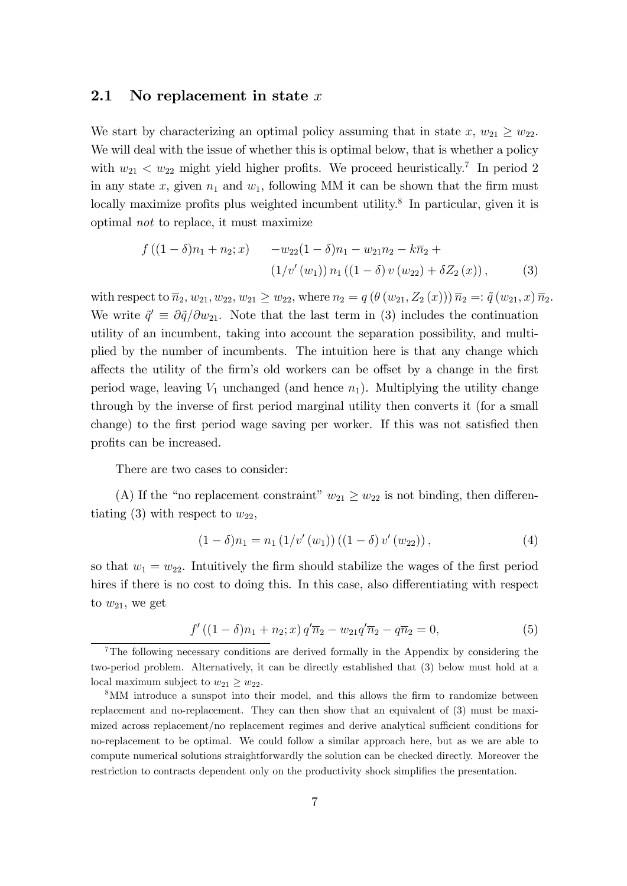## 2.1 No replacement in state $x$

We start by characterizing an optimal policy assuming that in state $x$, $w_{21} \geq w_{22}$. We will deal with the issue of whether this is optimal below, that is whether a policy with $w_{21} < w_{22}$ might yield higher profits. We proceed heuristically.[7] In period 2 in any state $x$, given $n_1$ and $w_1$, following MM it can be shown that the firm must locally maximize profits plus weighted incumbent utility.[8] In particular, given it is optimal *not* to replace, it must maximize

$$f\left((1-\delta)n_1 + n_2; x\right) \quad -w_{22}(1-\delta)n_1 - w_{21}n_2 - k\overline{n}_2 + \\ (1/v'(w_1))\, n_1 \left((1-\delta)\, v(w_{22}) + \delta Z_2(x)\right), \tag{3}$$

with respect to $\overline{n}_2, w_{21}, w_{22}, w_{21} \geq w_{22}$, where $n_2 = q\left(\theta\left(w_{21}, Z_2(x)\right)\right)\overline{n}_2 =: \tilde{q}\left(w_{21}, x\right)\overline{n}_2$. We write $\tilde{q}' \equiv \partial\tilde{q}/\partial w_{21}$. Note that the last term in (3) includes the continuation utility of an incumbent, taking into account the separation possibility, and multiplied by the number of incumbents. The intuition here is that any change which affects the utility of the firm's old workers can be offset by a change in the first period wage, leaving $V_1$ unchanged (and hence $n_1$). Multiplying the utility change through by the inverse of first period marginal utility then converts it (for a small change) to the first period wage saving per worker. If this was not satisfied then profits can be increased.

There are two cases to consider:

(A) If the "no replacement constraint" $w_{21} \geq w_{22}$ is not binding, then differentiating (3) with respect to $w_{22}$,

$$(1-\delta)n_1 = n_1 \left(1/v'(w_1)\right)\left((1-\delta)\, v'(w_{22})\right), \tag{4}$$

so that $w_1 = w_{22}$. Intuitively the firm should stabilize the wages of the first period hires if there is no cost to doing this. In this case, also differentiating with respect to $w_{21}$, we get

$$f'\left((1-\delta)n_1 + n_2; x\right) q'\overline{n}_2 - w_{21}q'\overline{n}_2 - q\overline{n}_2 = 0, \tag{5}$$

[7] The following necessary conditions are derived formally in the Appendix by considering the two-period problem. Alternatively, it can be directly established that (3) below must hold at a local maximum subject to $w_{21} \geq w_{22}$.

[8] MM introduce a sunspot into their model, and this allows the firm to randomize between replacement and no-replacement. They can then show that an equivalent of (3) must be maximized across replacement/no replacement regimes and derive analytical sufficient conditions for no-replacement to be optimal. We could follow a similar approach here, but as we are able to compute numerical solutions straightforwardly the solution can be checked directly. Moreover the restriction to contracts dependent only on the productivity shock simplifies the presentation.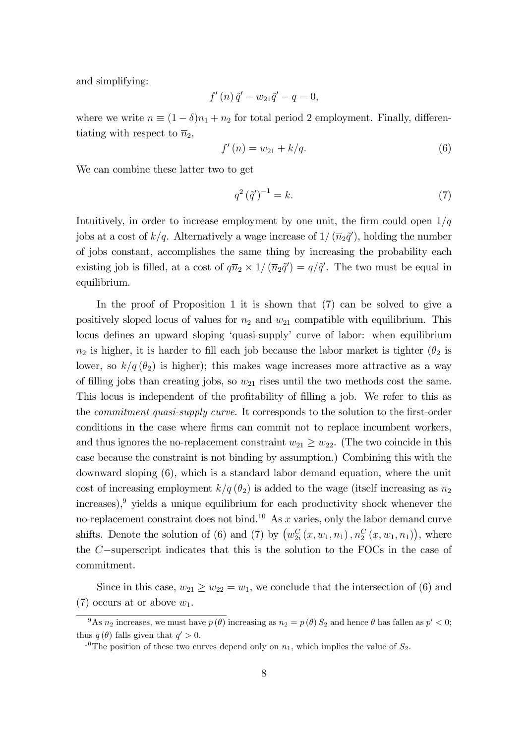and simplifying:

$$f'(n)\tilde{q}' - w_{21}\tilde{q}' - q = 0,$$

where we write $n \equiv (1-\delta)n_1 + n_2$ for total period 2 employment. Finally, differentiating with respect to $\overline{n}_2$,

$$f'(n) = w_{21} + k/q. \tag{6}$$

We can combine these latter two to get

$$q^2 (\tilde{q}')^{-1} = k. \tag{7}$$

Intuitively, in order to increase employment by one unit, the firm could open $1/q$ jobs at a cost of $k/q$. Alternatively a wage increase of $1/(\overline{n}_2\tilde{q}')$, holding the number of jobs constant, accomplishes the same thing by increasing the probability each existing job is filled, at a cost of $q\overline{n}_2 \times 1/(\overline{n}_2\tilde{q}') = q/\tilde{q}'$. The two must be equal in equilibrium.

In the proof of Proposition 1 it is shown that (7) can be solved to give a positively sloped locus of values for $n_2$ and $w_{21}$ compatible with equilibrium. This locus defines an upward sloping 'quasi-supply' curve of labor: when equilibrium $n_2$ is higher, it is harder to fill each job because the labor market is tighter ($\theta_2$ is lower, so $k/q(\theta_2)$ is higher); this makes wage increases more attractive as a way of filling jobs than creating jobs, so $w_{21}$ rises until the two methods cost the same. This locus is independent of the profitability of filling a job. We refer to this as the *commitment quasi-supply curve*. It corresponds to the solution to the first-order conditions in the case where firms can commit not to replace incumbent workers, and thus ignores the no-replacement constraint $w_{21} \geq w_{22}$. (The two coincide in this case because the constraint is not binding by assumption.) Combining this with the downward sloping (6), which is a standard labor demand equation, where the unit cost of increasing employment $k/q(\theta_2)$ is added to the wage (itself increasing as $n_2$ increases),[9] yields a unique equilibrium for each productivity shock whenever the no-replacement constraint does not bind.[10] As $x$ varies, only the labor demand curve shifts. Denote the solution of (6) and (7) by $\left(w_{2i}^C(x, w_1, n_1), n_2^C(x, w_1, n_1)\right)$, where the $C-$superscript indicates that this is the solution to the FOCs in the case of commitment.

Since in this case, $w_{21} \geq w_{22} = w_1$, we conclude that the intersection of (6) and (7) occurs at or above $w_1$.

[9] As $n_2$ increases, we must have $p(\theta)$ increasing as $n_2 = p(\theta) S_2$ and hence $\theta$ has fallen as $p' < 0$; thus $q(\theta)$ falls given that $q' > 0$.

[10] The position of these two curves depend only on $n_1$, which implies the value of $S_2$.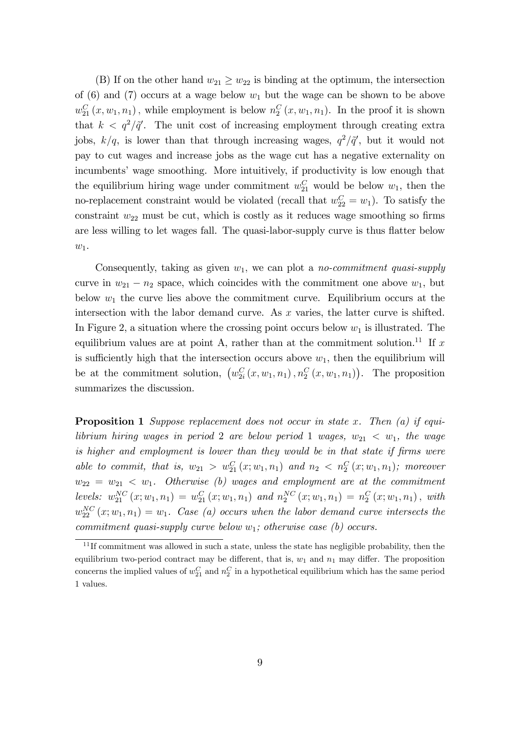(B) If on the other hand $w_{21} \geq w_{22}$ is binding at the optimum, the intersection of (6) and (7) occurs at a wage below $w_1$ but the wage can be shown to be above $w_{21}^C(x, w_1, n_1)$, while employment is below $n_2^C(x, w_1, n_1)$. In the proof it is shown that $k < q^2/\tilde{q}'$. The unit cost of increasing employment through creating extra jobs, $k/q$, is lower than that through increasing wages, $q^2/\tilde{q}'$, but it would not pay to cut wages and increase jobs as the wage cut has a negative externality on incumbents' wage smoothing. More intuitively, if productivity is low enough that the equilibrium hiring wage under commitment $w_{21}^C$ would be below $w_1$, then the no-replacement constraint would be violated (recall that $w_{22}^C = w_1$). To satisfy the constraint $w_{22}$ must be cut, which is costly as it reduces wage smoothing so firms are less willing to let wages fall. The quasi-labor-supply curve is thus flatter below $w_1$.

Consequently, taking as given $w_1$, we can plot a *no-commitment quasi-supply* curve in $w_{21} - n_2$ space, which coincides with the commitment one above $w_1$, but below $w_1$ the curve lies above the commitment curve. Equilibrium occurs at the intersection with the labor demand curve. As $x$ varies, the latter curve is shifted. In Figure 2, a situation where the crossing point occurs below $w_1$ is illustrated. The equilibrium values are at point A, rather than at the commitment solution.[11] If $x$ is sufficiently high that the intersection occurs above $w_1$, then the equilibrium will be at the commitment solution, $\left(w_{2i}^C(x, w_1, n_1), n_2^C(x, w_1, n_1)\right)$. The proposition summarizes the discussion.

**Proposition 1** *Suppose replacement does not occur in state $x$. Then (a) if equilibrium hiring wages in period 2 are below period 1 wages, $w_{21} < w_1$, the wage is higher and employment is lower than they would be in that state if firms were able to commit, that is, $w_{21} > w_{21}^C(x; w_1, n_1)$ and $n_2 < n_2^C(x; w_1, n_1)$; moreover $w_{22} = w_{21} < w_1$. Otherwise (b) wages and employment are at the commitment levels: $w_{21}^{NC}(x; w_1, n_1) = w_{21}^C(x; w_1, n_1)$ and $n_2^{NC}(x; w_1, n_1) = n_2^C(x; w_1, n_1)$, with $w_{22}^{NC}(x; w_1, n_1) = w_1$. Case (a) occurs when the labor demand curve intersects the commitment quasi-supply curve below $w_1$; otherwise case (b) occurs.*

[11] If commitment was allowed in such a state, unless the state has negligible probability, then the equilibrium two-period contract may be different, that is, $w_1$ and $n_1$ may differ. The proposition concerns the implied values of $w_{21}^C$ and $n_2^C$ in a hypothetical equilibrium which has the same period 1 values.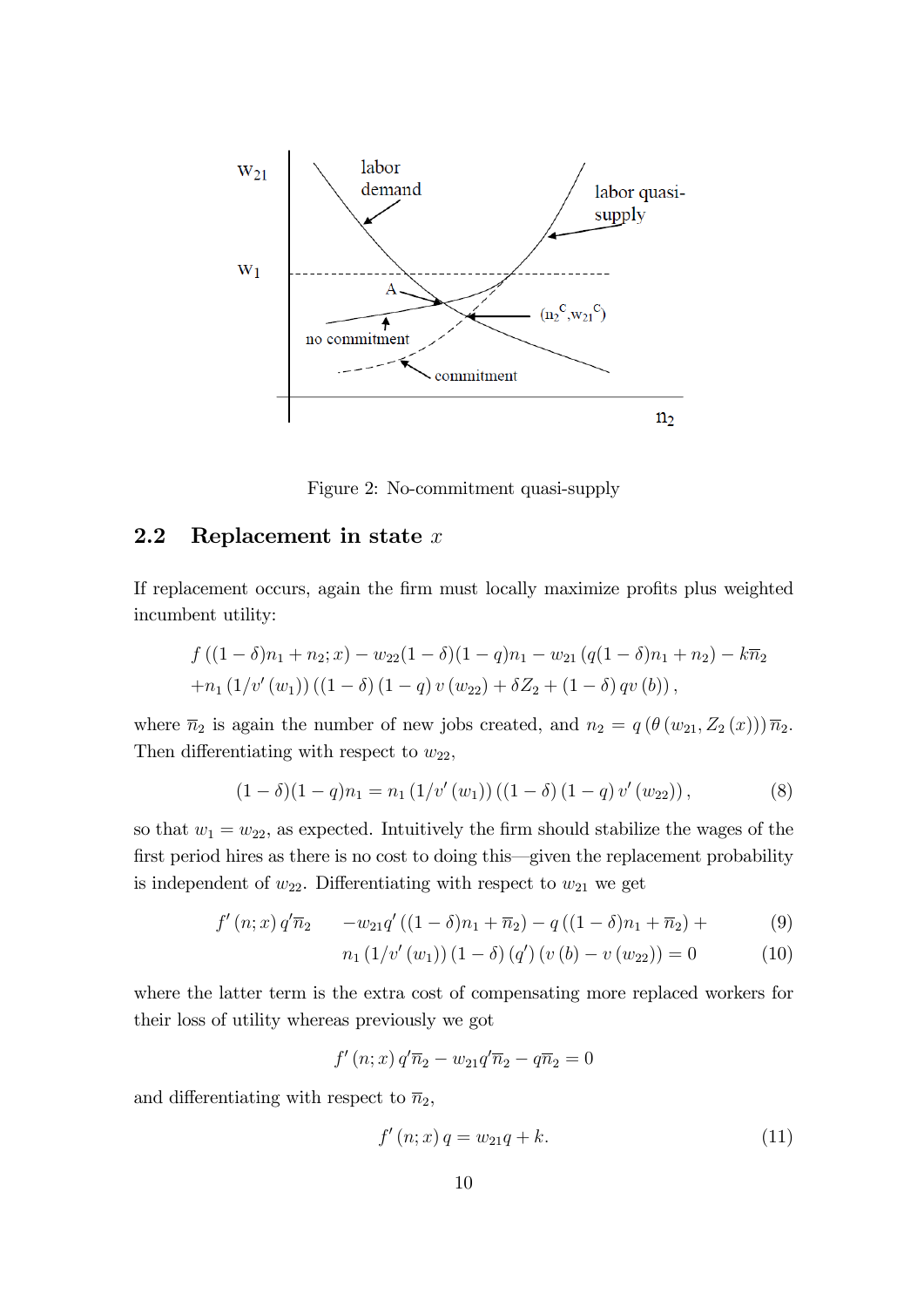Figure 2: No-commitment quasi-supply

## 2.2 Replacement in state $x$

If replacement occurs, again the firm must locally maximize profits plus weighted incumbent utility:

$$f\left((1-\delta)n_1 + n_2; x\right) - w_{22}(1-\delta)(1-q)n_1 - w_{21}\left(q(1-\delta)n_1 + n_2\right) - k\overline{n}_2$$
$$+n_1\left(1/v'\left(w_1\right)\right)\left(\left(1-\delta\right)\left(1-q\right)v\left(w_{22}\right) + \delta Z_2 + \left(1-\delta\right)qv\left(b\right)\right),$$

where $\overline{n}_2$ is again the number of new jobs created, and $n_2 = q\left(\theta\left(w_{21}, Z_2\left(x\right)\right)\right)\overline{n}_2$. Then differentiating with respect to $w_{22}$,

$$(1-\delta)(1-q)n_1 = n_1\left(1/v'\left(w_1\right)\right)\left(\left(1-\delta\right)\left(1-q\right)v'\left(w_{22}\right)\right), \tag{8}$$

so that $w_1 = w_{22}$, as expected. Intuitively the firm should stabilize the wages of the first period hires as there is no cost to doing this—given the replacement probability is independent of $w_{22}$. Differentiating with respect to $w_{21}$ we get

$$f'\left(n;x\right)q'\overline{n}_2 \quad -w_{21}q'\left((1-\delta)n_1 + \overline{n}_2\right) - q\left((1-\delta)n_1 + \overline{n}_2\right) + \tag{9}$$
$$n_1\left(1/v'\left(w_1\right)\right)(1-\delta)\left(q'\right)\left(v\left(b\right) - v\left(w_{22}\right)\right) = 0 \tag{10}$$

where the latter term is the extra cost of compensating more replaced workers for their loss of utility whereas previously we got

$$f'\left(n;x\right)q'\overline{n}_2 - w_{21}q'\overline{n}_2 - q\overline{n}_2 = 0$$

and differentiating with respect to $\overline{n}_2$,

$$f'\left(n;x\right)q = w_{21}q + k. \tag{11}$$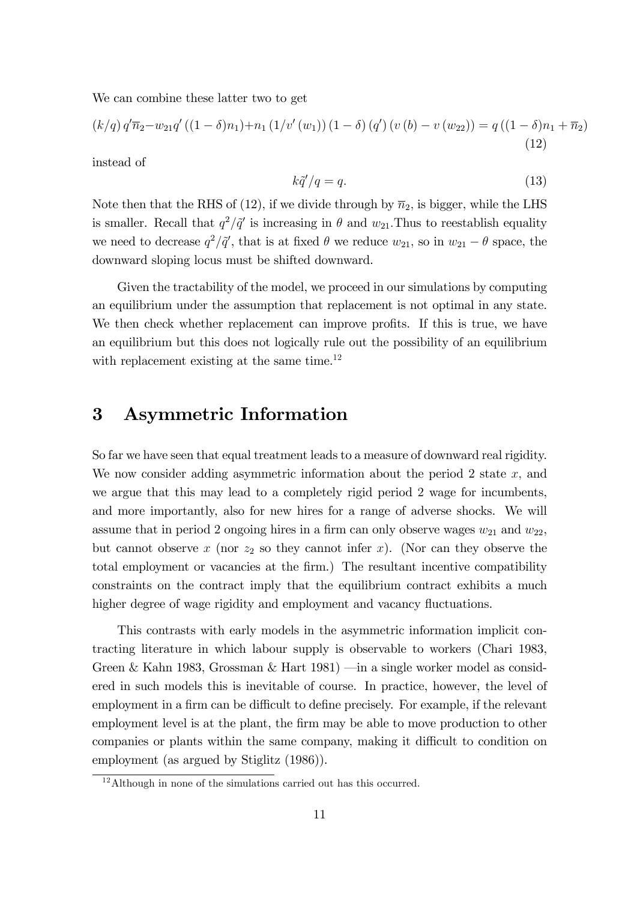We can combine these latter two to get

$$(k/q)\, q'\overline{n}_2 - w_{21} q' \left((1-\delta)n_1\right) + n_1 \left(1/v'\left(w_1\right)\right)(1-\delta)\left(q'\right)\left(v\left(b\right) - v\left(w_{22}\right)\right) = q\left((1-\delta)n_1 + \overline{n}_2\right) \tag{12}$$

instead of

$$k\tilde{q}'/q = q. \tag{13}$$

Note then that the RHS of (12), if we divide through by $\overline{n}_2$, is bigger, while the LHS is smaller. Recall that $q^2/\tilde{q}'$ is increasing in $\theta$ and $w_{21}$.Thus to reestablish equality we need to decrease $q^2/\tilde{q}'$, that is at fixed $\theta$ we reduce $w_{21}$, so in $w_{21} - \theta$ space, the downward sloping locus must be shifted downward.

Given the tractability of the model, we proceed in our simulations by computing an equilibrium under the assumption that replacement is not optimal in any state. We then check whether replacement can improve profits. If this is true, we have an equilibrium but this does not logically rule out the possibility of an equilibrium with replacement existing at the same time.[12]

# 3 Asymmetric Information

So far we have seen that equal treatment leads to a measure of downward real rigidity. We now consider adding asymmetric information about the period 2 state $x$, and we argue that this may lead to a completely rigid period 2 wage for incumbents, and more importantly, also for new hires for a range of adverse shocks. We will assume that in period 2 ongoing hires in a firm can only observe wages $w_{21}$ and $w_{22}$, but cannot observe $x$ (nor $z_2$ so they cannot infer $x$). (Nor can they observe the total employment or vacancies at the firm.) The resultant incentive compatibility constraints on the contract imply that the equilibrium contract exhibits a much higher degree of wage rigidity and employment and vacancy fluctuations.

This contrasts with early models in the asymmetric information implicit contracting literature in which labour supply is observable to workers (Chari 1983, Green & Kahn 1983, Grossman & Hart 1981) —in a single worker model as considered in such models this is inevitable of course. In practice, however, the level of employment in a firm can be difficult to define precisely. For example, if the relevant employment level is at the plant, the firm may be able to move production to other companies or plants within the same company, making it difficult to condition on employment (as argued by Stiglitz (1986)).

[12] Although in none of the simulations carried out has this occurred.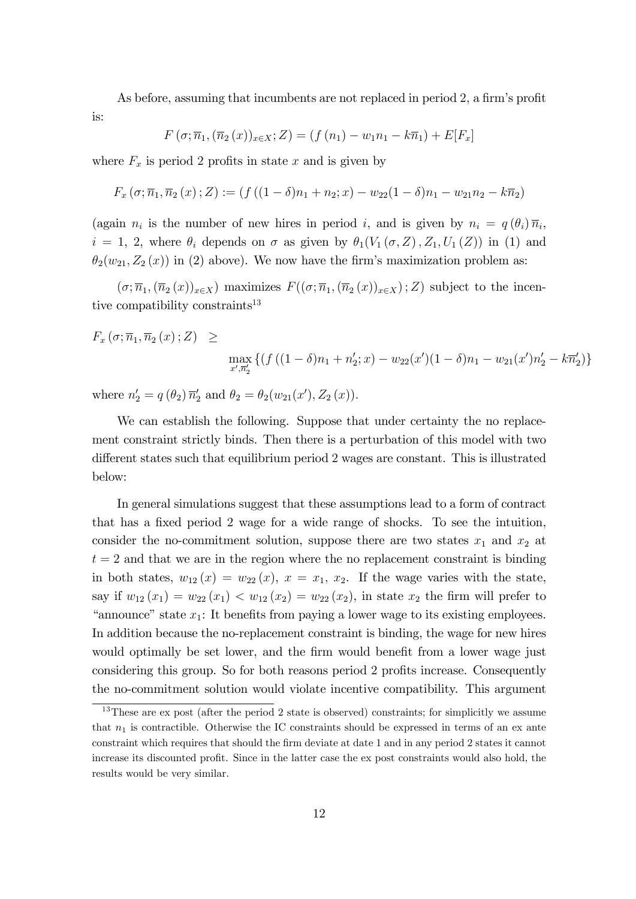As before, assuming that incumbents are not replaced in period 2, a firm's profit is:

$$F\left(\sigma;\overline{n}_1,\left(\overline{n}_2\left(x\right)\right)_{x\in X};Z\right)=\left(f\left(n_1\right)-w_1 n_1-k\overline{n}_1\right)+E[F_x]$$

where $F_x$ is period 2 profits in state $x$ and is given by

$$F_x\left(\sigma;\overline{n}_1,\overline{n}_2\left(x\right);Z\right):=\left(f\left((1-\delta)n_1+n_2;x\right)-w_{22}(1-\delta)n_1-w_{21}n_2-k\overline{n}_2\right)$$

(again $n_i$ is the number of new hires in period $i$, and is given by $n_i=q\left(\theta_i\right)\overline{n}_i$, $i=1,\ 2$, where $\theta_i$ depends on $\sigma$ as given by $\theta_1(V_1\left(\sigma,Z\right),Z_1,U_1\left(Z\right))$ in (1) and $\theta_2(w_{21},Z_2\left(x\right))$ in (2) above). We now have the firm's maximization problem as:

$(\sigma;\overline{n}_1,\left(\overline{n}_2\left(x\right)\right)_{x\in X})$ maximizes $F((\sigma;\overline{n}_1,\left(\overline{n}_2\left(x\right)\right)_{x\in X});Z)$ subject to the incentive compatibility constraints[13]

$$F_x\left(\sigma;\overline{n}_1,\overline{n}_2\left(x\right);Z\right)\ \geq\ \max_{x',\overline{n}_2'}\left\{\left(f\left((1-\delta)n_1+n_2';x\right)-w_{22}(x')(1-\delta)n_1-w_{21}(x')n_2'-k\overline{n}_2'\right)\right\}$$

where $n_2'=q\left(\theta_2\right)\overline{n}_2'$ and $\theta_2=\theta_2(w_{21}(x'),Z_2\left(x\right))$.

We can establish the following. Suppose that under certainty the no replacement constraint strictly binds. Then there is a perturbation of this model with two different states such that equilibrium period 2 wages are constant. This is illustrated below:

In general simulations suggest that these assumptions lead to a form of contract that has a fixed period 2 wage for a wide range of shocks. To see the intuition, consider the no-commitment solution, suppose there are two states $x_1$ and $x_2$ at $t=2$ and that we are in the region where the no replacement constraint is binding in both states, $w_{12}\left(x\right)=w_{22}\left(x\right)$, $x=x_1,\ x_2$. If the wage varies with the state, say if $w_{12}\left(x_1\right)=w_{22}\left(x_1\right)<w_{12}\left(x_2\right)=w_{22}\left(x_2\right)$, in state $x_2$ the firm will prefer to "announce" state $x_1$: It benefits from paying a lower wage to its existing employees. In addition because the no-replacement constraint is binding, the wage for new hires would optimally be set lower, and the firm would benefit from a lower wage just considering this group. So for both reasons period 2 profits increase. Consequently the no-commitment solution would violate incentive compatibility. This argument

[13] These are ex post (after the period 2 state is observed) constraints; for simplicitly we assume that $n_1$ is contractible. Otherwise the IC constraints should be expressed in terms of an ex ante constraint which requires that should the firm deviate at date 1 and in any period 2 states it cannot increase its discounted profit. Since in the latter case the ex post constraints would also hold, the results would be very similar.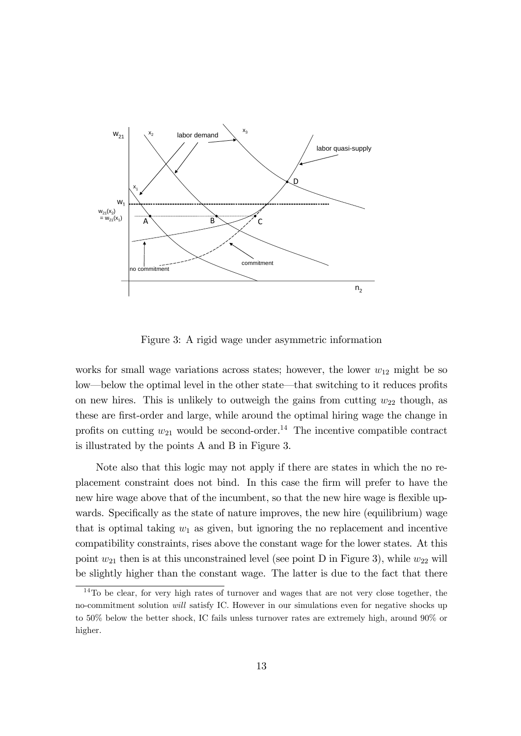Figure 3: A rigid wage under asymmetric information

works for small wage variations across states; however, the lower $w_{12}$ might be so low—below the optimal level in the other state—that switching to it reduces profits on new hires. This is unlikely to outweigh the gains from cutting $w_{22}$ though, as these are first-order and large, while around the optimal hiring wage the change in profits on cutting $w_{21}$ would be second-order.[14] The incentive compatible contract is illustrated by the points A and B in Figure 3.

Note also that this logic may not apply if there are states in which the no replacement constraint does not bind. In this case the firm will prefer to have the new hire wage above that of the incumbent, so that the new hire wage is flexible upwards. Specifically as the state of nature improves, the new hire (equilibrium) wage that is optimal taking $w_1$ as given, but ignoring the no replacement and incentive compatibility constraints, rises above the constant wage for the lower states. At this point $w_{21}$ then is at this unconstrained level (see point D in Figure 3), while $w_{22}$ will be slightly higher than the constant wage. The latter is due to the fact that there

[14] To be clear, for very high rates of turnover and wages that are not very close together, the no-commitment solution *will* satisfy IC. However in our simulations even for negative shocks up to 50% below the better shock, IC fails unless turnover rates are extremely high, around 90% or higher.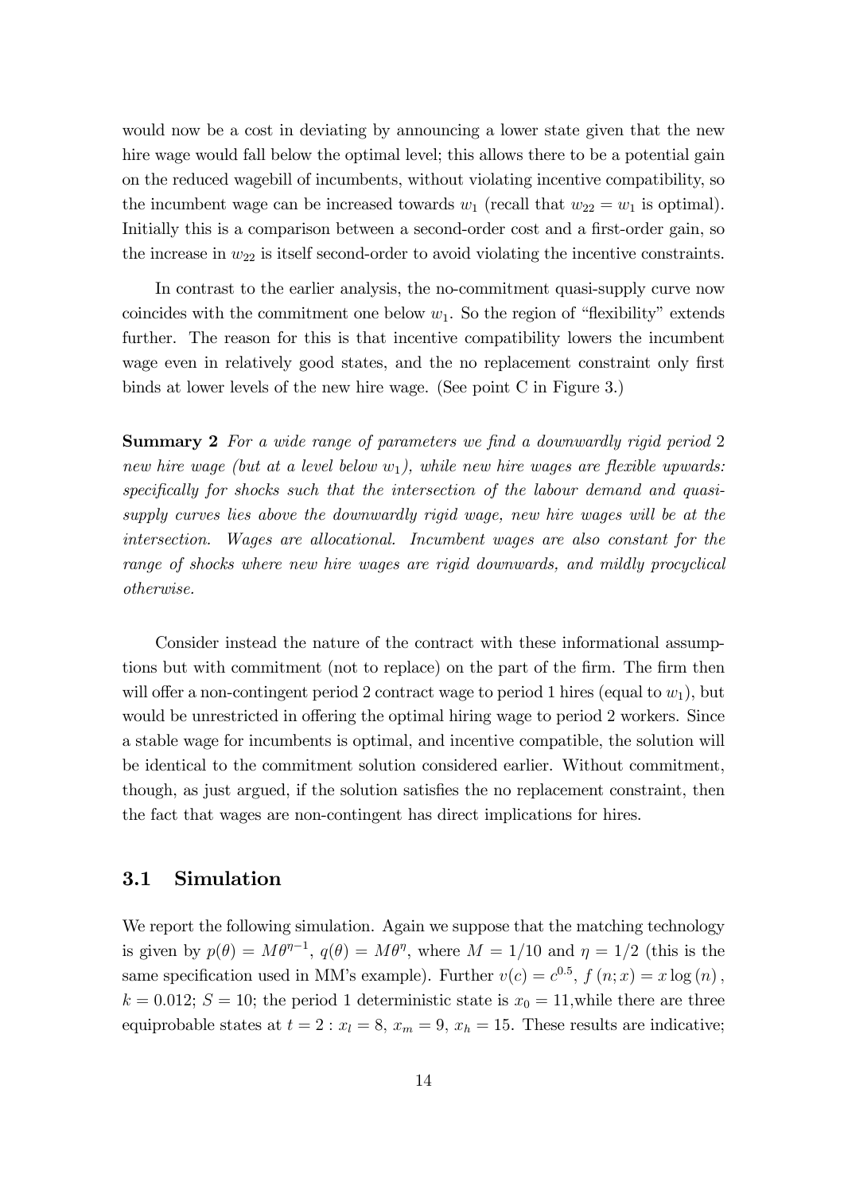would now be a cost in deviating by announcing a lower state given that the new hire wage would fall below the optimal level; this allows there to be a potential gain on the reduced wagebill of incumbents, without violating incentive compatibility, so the incumbent wage can be increased towards $w_1$ (recall that $w_{22} = w_1$ is optimal). Initially this is a comparison between a second-order cost and a first-order gain, so the increase in $w_{22}$ is itself second-order to avoid violating the incentive constraints.

In contrast to the earlier analysis, the no-commitment quasi-supply curve now coincides with the commitment one below $w_1$. So the region of "flexibility" extends further. The reason for this is that incentive compatibility lowers the incumbent wage even in relatively good states, and the no replacement constraint only first binds at lower levels of the new hire wage. (See point C in Figure 3.)

**Summary 2** *For a wide range of parameters we find a downwardly rigid period 2 new hire wage (but at a level below $w_1$), while new hire wages are flexible upwards: specifically for shocks such that the intersection of the labour demand and quasi-supply curves lies above the downwardly rigid wage, new hire wages will be at the intersection. Wages are allocational. Incumbent wages are also constant for the range of shocks where new hire wages are rigid downwards, and mildly procyclical otherwise.*

Consider instead the nature of the contract with these informational assumptions but with commitment (not to replace) on the part of the firm. The firm then will offer a non-contingent period 2 contract wage to period 1 hires (equal to $w_1$), but would be unrestricted in offering the optimal hiring wage to period 2 workers. Since a stable wage for incumbents is optimal, and incentive compatible, the solution will be identical to the commitment solution considered earlier. Without commitment, though, as just argued, if the solution satisfies the no replacement constraint, then the fact that wages are non-contingent has direct implications for hires.

## 3.1 Simulation

We report the following simulation. Again we suppose that the matching technology is given by $p(\theta) = M\theta^{\eta-1}$, $q(\theta) = M\theta^{\eta}$, where $M = 1/10$ and $\eta = 1/2$ (this is the same specification used in MM's example). Further $v(c) = c^{0.5}$, $f(n; x) = x \log(n)$, $k = 0.012$; $S = 10$; the period 1 deterministic state is $x_0 = 11$,while there are three equiprobable states at $t = 2 : x_l = 8$, $x_m = 9$, $x_h = 15$. These results are indicative;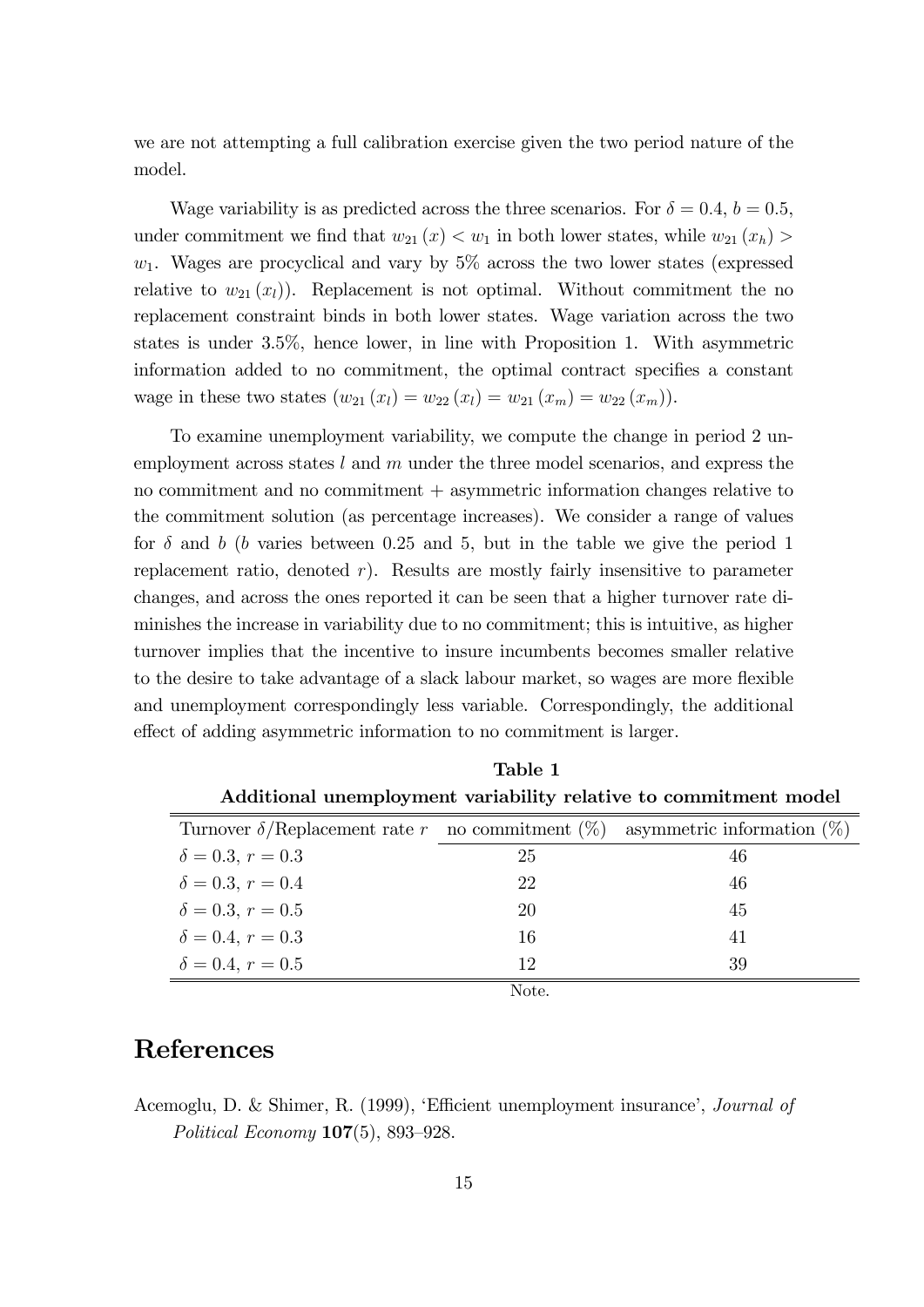we are not attempting a full calibration exercise given the two period nature of the model.

Wage variability is as predicted across the three scenarios. For $\delta = 0.4$, $b = 0.5$, under commitment we find that $w_{21}(x) < w_1$ in both lower states, while $w_{21}(x_h) > w_1$. Wages are procyclical and vary by 5% across the two lower states (expressed relative to $w_{21}(x_l)$). Replacement is not optimal. Without commitment the no replacement constraint binds in both lower states. Wage variation across the two states is under 3.5%, hence lower, in line with Proposition 1. With asymmetric information added to no commitment, the optimal contract specifies a constant wage in these two states ($w_{21}(x_l) = w_{22}(x_l) = w_{21}(x_m) = w_{22}(x_m)$).

To examine unemployment variability, we compute the change in period 2 unemployment across states $l$ and $m$ under the three model scenarios, and express the no commitment and no commitment + asymmetric information changes relative to the commitment solution (as percentage increases). We consider a range of values for $\delta$ and $b$ ($b$ varies between 0.25 and 5, but in the table we give the period 1 replacement ratio, denoted $r$). Results are mostly fairly insensitive to parameter changes, and across the ones reported it can be seen that a higher turnover rate diminishes the increase in variability due to no commitment; this is intuitive, as higher turnover implies that the incentive to insure incumbents becomes smaller relative to the desire to take advantage of a slack labour market, so wages are more flexible and unemployment correspondingly less variable. Correspondingly, the additional effect of adding asymmetric information to no commitment is larger.

**Table 1**

**Additional unemployment variability relative to commitment model**

| Turnover $\delta$/Replacement rate $r$ | no commitment (%) | asymmetric information (%) |
|---|---|---|
| $\delta = 0.3$, $r = 0.3$ | 25 | 46 |
| $\delta = 0.3$, $r = 0.4$ | 22 | 46 |
| $\delta = 0.3$, $r = 0.5$ | 20 | 45 |
| $\delta = 0.4$, $r = 0.3$ | 16 | 41 |
| $\delta = 0.4$, $r = 0.5$ | 12 | 39 |

Note.

# References

Acemoglu, D. & Shimer, R. (1999), 'Efficient unemployment insurance', *Journal of Political Economy* **107**(5), 893–928.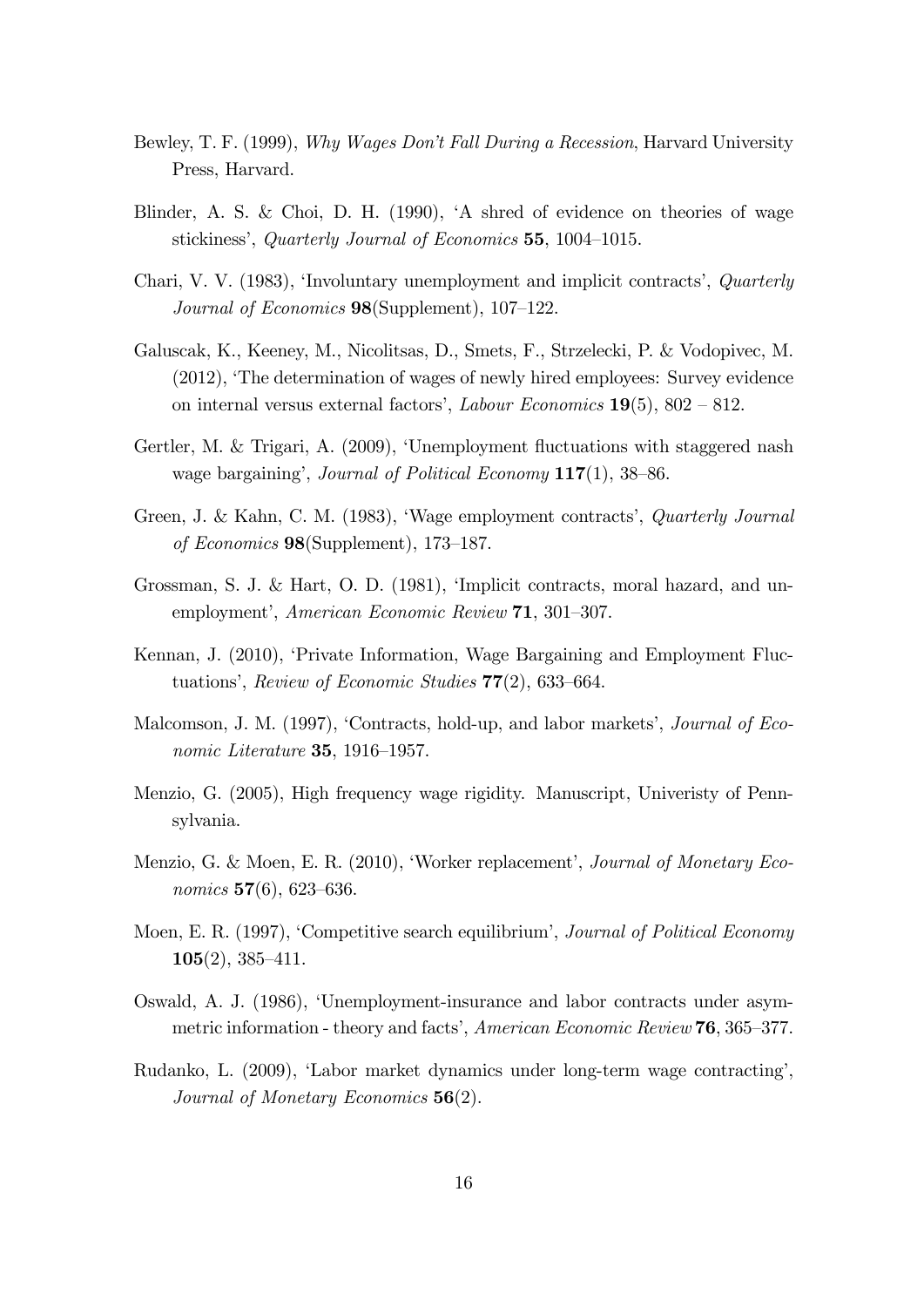Bewley, T. F. (1999), *Why Wages Don't Fall During a Recession*, Harvard University Press, Harvard.

Blinder, A. S. & Choi, D. H. (1990), 'A shred of evidence on theories of wage stickiness', *Quarterly Journal of Economics* **55**, 1004–1015.

Chari, V. V. (1983), 'Involuntary unemployment and implicit contracts', *Quarterly Journal of Economics* **98**(Supplement), 107–122.

Galuscak, K., Keeney, M., Nicolitsas, D., Smets, F., Strzelecki, P. & Vodopivec, M. (2012), 'The determination of wages of newly hired employees: Survey evidence on internal versus external factors', *Labour Economics* **19**(5), 802 – 812.

Gertler, M. & Trigari, A. (2009), 'Unemployment fluctuations with staggered nash wage bargaining', *Journal of Political Economy* **117**(1), 38–86.

Green, J. & Kahn, C. M. (1983), 'Wage employment contracts', *Quarterly Journal of Economics* **98**(Supplement), 173–187.

Grossman, S. J. & Hart, O. D. (1981), 'Implicit contracts, moral hazard, and unemployment', *American Economic Review* **71**, 301–307.

Kennan, J. (2010), 'Private Information, Wage Bargaining and Employment Fluctuations', *Review of Economic Studies* **77**(2), 633–664.

Malcomson, J. M. (1997), 'Contracts, hold-up, and labor markets', *Journal of Economic Literature* **35**, 1916–1957.

Menzio, G. (2005), High frequency wage rigidity. Manuscript, Univeristy of Pennsylvania.

Menzio, G. & Moen, E. R. (2010), 'Worker replacement', *Journal of Monetary Economics* **57**(6), 623–636.

Moen, E. R. (1997), 'Competitive search equilibrium', *Journal of Political Economy* **105**(2), 385–411.

Oswald, A. J. (1986), 'Unemployment-insurance and labor contracts under asymmetric information - theory and facts', *American Economic Review* **76**, 365–377.

Rudanko, L. (2009), 'Labor market dynamics under long-term wage contracting', *Journal of Monetary Economics* **56**(2).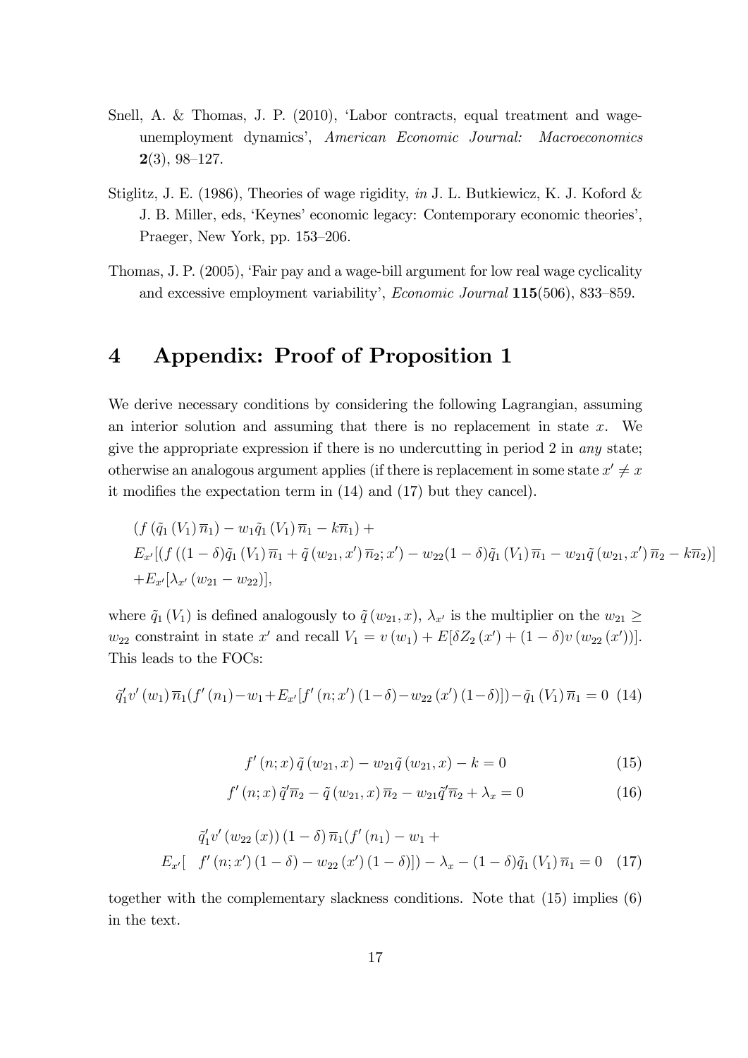Snell, A. & Thomas, J. P. (2010), 'Labor contracts, equal treatment and wage-unemployment dynamics', *American Economic Journal: Macroeconomics* **2**(3), 98–127.

Stiglitz, J. E. (1986), Theories of wage rigidity, *in* J. L. Butkiewicz, K. J. Koford & J. B. Miller, eds, 'Keynes' economic legacy: Contemporary economic theories', Praeger, New York, pp. 153–206.

Thomas, J. P. (2005), 'Fair pay and a wage-bill argument for low real wage cyclicality and excessive employment variability', *Economic Journal* **115**(506), 833–859.

# 4 Appendix: Proof of Proposition 1

We derive necessary conditions by considering the following Lagrangian, assuming an interior solution and assuming that there is no replacement in state $x$. We give the appropriate expression if there is no undercutting in period 2 in *any* state; otherwise an analogous argument applies (if there is replacement in some state $x' \neq x$ it modifies the expectation term in (14) and (17) but they cancel).

$$
\begin{aligned}
&(f(\tilde{q}_1(V_1)\overline{n}_1) - w_1\tilde{q}_1(V_1)\overline{n}_1 - k\overline{n}_1) + \\
&E_{x'}[(f((1-\delta)\tilde{q}_1(V_1)\overline{n}_1 + \tilde{q}(w_{21}, x')\overline{n}_2; x') - w_{22}(1-\delta)\tilde{q}_1(V_1)\overline{n}_1 - w_{21}\tilde{q}(w_{21}, x')\overline{n}_2 - k\overline{n}_2)] \\
&+E_{x'}[\lambda_{x'}(w_{21} - w_{22})],
\end{aligned}
$$

where $\tilde{q}_1(V_1)$ is defined analogously to $\tilde{q}(w_{21}, x)$, $\lambda_{x'}$ is the multiplier on the $w_{21} \geq w_{22}$ constraint in state $x'$ and recall $V_1 = v(w_1) + E[\delta Z_2(x') + (1-\delta)v(w_{22}(x'))]$. This leads to the FOCs:

$$
\tilde{q}_1' v'(w_1)\overline{n}_1(f'(n_1) - w_1 + E_{x'}[f'(n; x')(1-\delta) - w_{22}(x')(1-\delta)]) - \tilde{q}_1(V_1)\overline{n}_1 = 0 \quad (14)
$$

$$
f'(n; x)\tilde{q}(w_{21}, x) - w_{21}\tilde{q}(w_{21}, x) - k = 0 \quad (15)
$$

$$
f'(n; x)\tilde{q}'\overline{n}_2 - \tilde{q}(w_{21}, x)\overline{n}_2 - w_{21}\tilde{q}'\overline{n}_2 + \lambda_x = 0 \quad (16)
$$

$$
\begin{aligned}
&\tilde{q}_1' v'(w_{22}(x))(1-\delta)\overline{n}_1(f'(n_1) - w_1 + \\
&E_{x'}[\ f'(n; x')(1-\delta) - w_{22}(x')(1-\delta)]) - \lambda_x - (1-\delta)\tilde{q}_1(V_1)\overline{n}_1 = 0 \quad (17)
\end{aligned}
$$

together with the complementary slackness conditions. Note that (15) implies (6) in the text.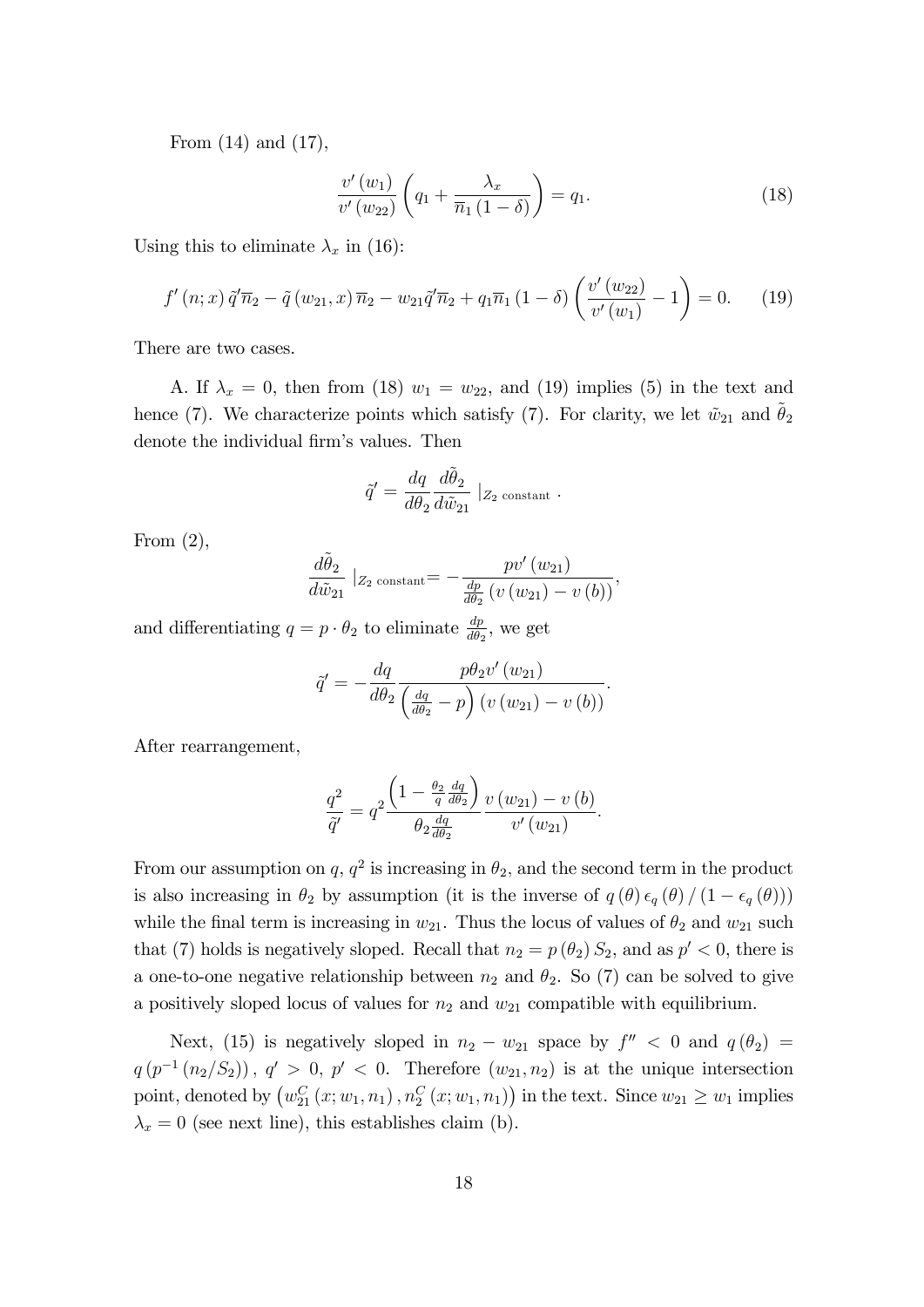From (14) and (17),

$$\frac{v'(w_1)}{v'(w_{22})}\left(q_1 + \frac{\lambda_x}{\overline{n}_1(1-\delta)}\right) = q_1. \tag{18}$$

Using this to eliminate $\lambda_x$ in (16):

$$f'(n;x)\,\tilde{q}'\overline{n}_2 - \tilde{q}(w_{21},x)\,\overline{n}_2 - w_{21}\tilde{q}'\overline{n}_2 + q_1\overline{n}_1(1-\delta)\left(\frac{v'(w_{22})}{v'(w_1)} - 1\right) = 0. \tag{19}$$

There are two cases.

A. If $\lambda_x = 0$, then from (18) $w_1 = w_{22}$, and (19) implies (5) in the text and hence (7). We characterize points which satisfy (7). For clarity, we let $\tilde{w}_{21}$ and $\tilde{\theta}_2$ denote the individual firm's values. Then

$$\tilde{q}' = \frac{dq}{d\theta_2}\frac{d\tilde{\theta}_2}{d\tilde{w}_{21}}\;|_{Z_2 \text{ constant}}\,.$$

From (2),

$$\frac{d\tilde{\theta}_2}{d\tilde{w}_{21}}\;|_{Z_2 \text{ constant}} = -\frac{p v'(w_{21})}{\frac{dp}{d\theta_2}\left(v(w_{21}) - v(b)\right)},$$

and differentiating $q = p \cdot \theta_2$ to eliminate $\frac{dp}{d\theta_2}$, we get

$$\tilde{q}' = -\frac{dq}{d\theta_2}\frac{p\theta_2 v'(w_{21})}{\left(\frac{dq}{d\theta_2} - p\right)\left(v(w_{21}) - v(b)\right)}.$$

After rearrangement,

$$\frac{q^2}{\tilde{q}'} = q^2 \frac{\left(1 - \frac{\theta_2}{q}\frac{dq}{d\theta_2}\right)}{\theta_2 \frac{dq}{d\theta_2}} \frac{v(w_{21}) - v(b)}{v'(w_{21})}.$$

From our assumption on $q$, $q^2$ is increasing in $\theta_2$, and the second term in the product is also increasing in $\theta_2$ by assumption (it is the inverse of $q(\theta)\,\epsilon_q(\theta)/(1-\epsilon_q(\theta))$) while the final term is increasing in $w_{21}$. Thus the locus of values of $\theta_2$ and $w_{21}$ such that (7) holds is negatively sloped. Recall that $n_2 = p(\theta_2)\,S_2$, and as $p' < 0$, there is a one-to-one negative relationship between $n_2$ and $\theta_2$. So (7) can be solved to give a positively sloped locus of values for $n_2$ and $w_{21}$ compatible with equilibrium.

Next, (15) is negatively sloped in $n_2 - w_{21}$ space by $f'' < 0$ and $q(\theta_2) = q\left(p^{-1}(n_2/S_2)\right)$, $q' > 0$, $p' < 0$. Therefore $(w_{21}, n_2)$ is at the unique intersection point, denoted by $\left(w_{21}^C(x; w_1, n_1), n_2^C(x; w_1, n_1)\right)$ in the text. Since $w_{21} \geq w_1$ implies $\lambda_x = 0$ (see next line), this establishes claim (b).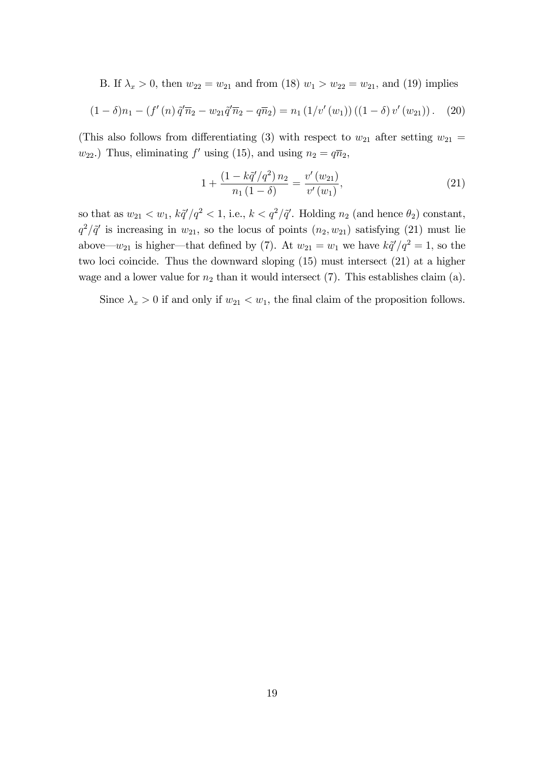B. If $\lambda_x > 0$, then $w_{22} = w_{21}$ and from (18) $w_1 > w_{22} = w_{21}$, and (19) implies

$$(1-\delta)n_1 - \left(f'(n)\,\tilde{q}'\overline{n}_2 - w_{21}\tilde{q}'\overline{n}_2 - q\overline{n}_2\right) = n_1\left(1/v'(w_1)\right)\left((1-\delta)\,v'(w_{21})\right). \quad (20)$$

(This also follows from differentiating (3) with respect to $w_{21}$ after setting $w_{21} = w_{22}$.) Thus, eliminating $f'$ using (15), and using $n_2 = q\overline{n}_2$,

$$1 + \frac{\left(1 - k\tilde{q}'/q^2\right)n_2}{n_1(1-\delta)} = \frac{v'(w_{21})}{v'(w_1)}, \quad (21)$$

so that as $w_{21} < w_1$, $k\tilde{q}'/q^2 < 1$, i.e., $k < q^2/\tilde{q}'$. Holding $n_2$ (and hence $\theta_2$) constant, $q^2/\tilde{q}'$ is increasing in $w_{21}$, so the locus of points $(n_2, w_{21})$ satisfying (21) must lie above—$w_{21}$ is higher—that defined by (7). At $w_{21} = w_1$ we have $k\tilde{q}'/q^2 = 1$, so the two loci coincide. Thus the downward sloping (15) must intersect (21) at a higher wage and a lower value for $n_2$ than it would intersect (7). This establishes claim (a).

Since $\lambda_x > 0$ if and only if $w_{21} < w_1$, the final claim of the proposition follows.